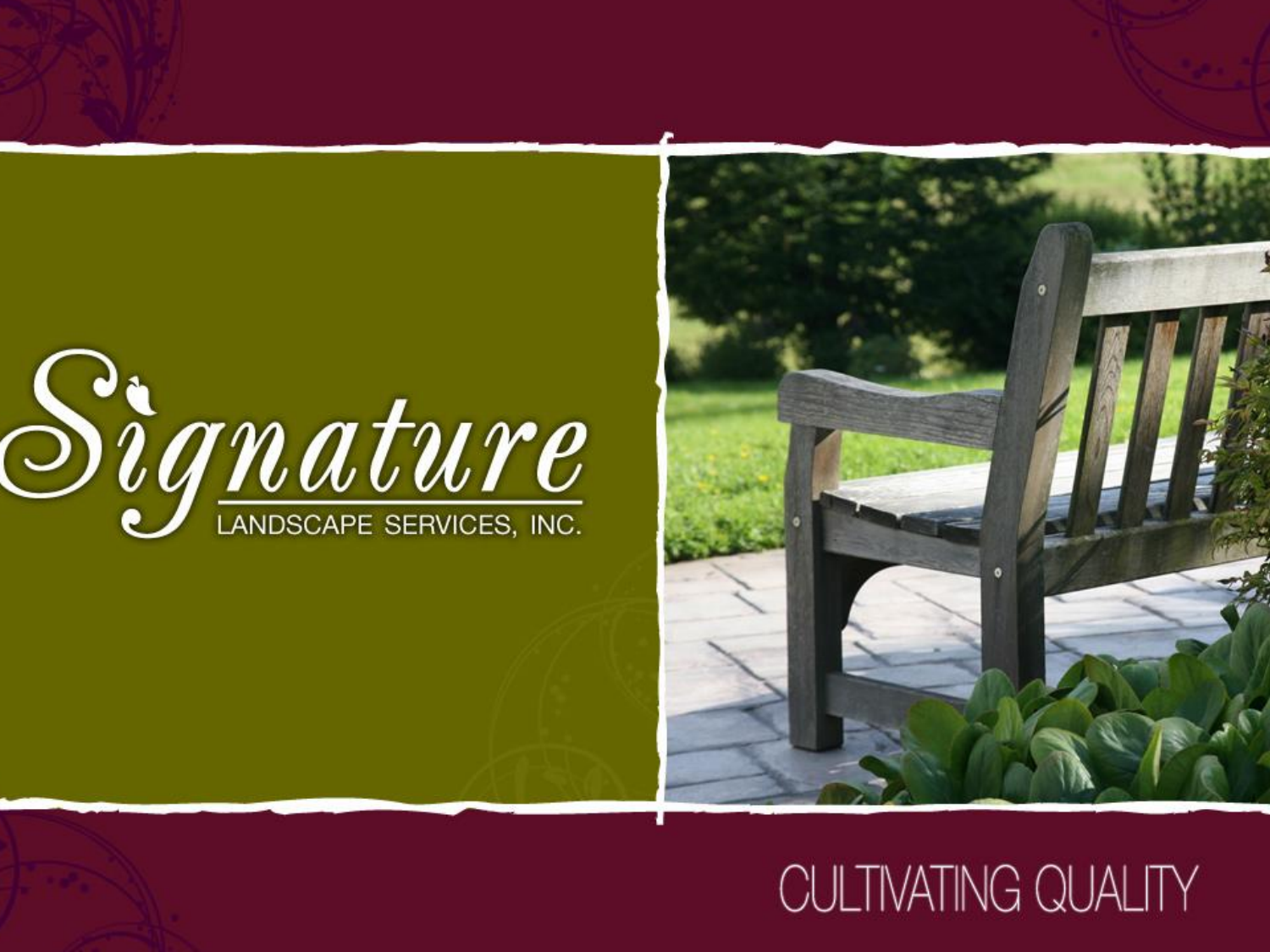# Signature

LANDSCAPE SERVICES, INC.

CULTIVATING QUALITY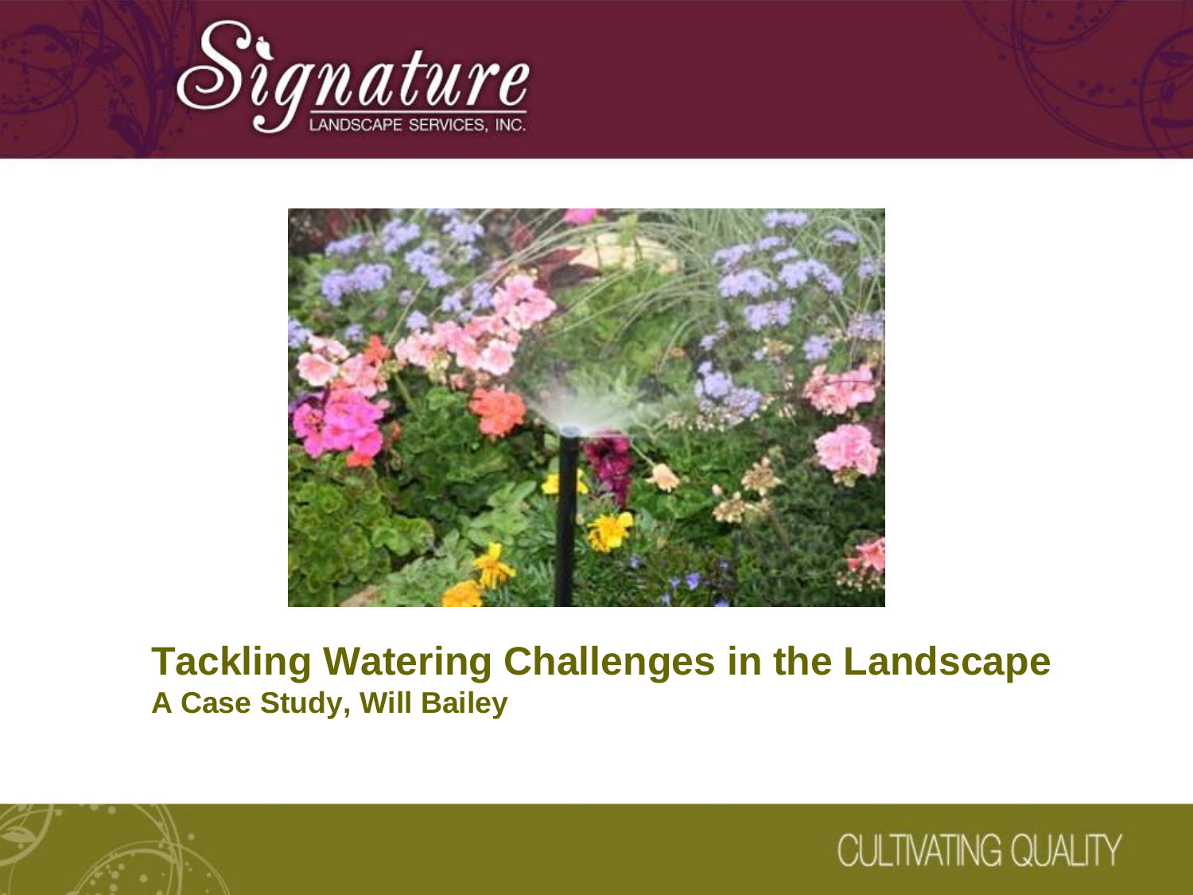# Tackling Watering Challenges in the Landscape

**A Case Study, Will Bailey**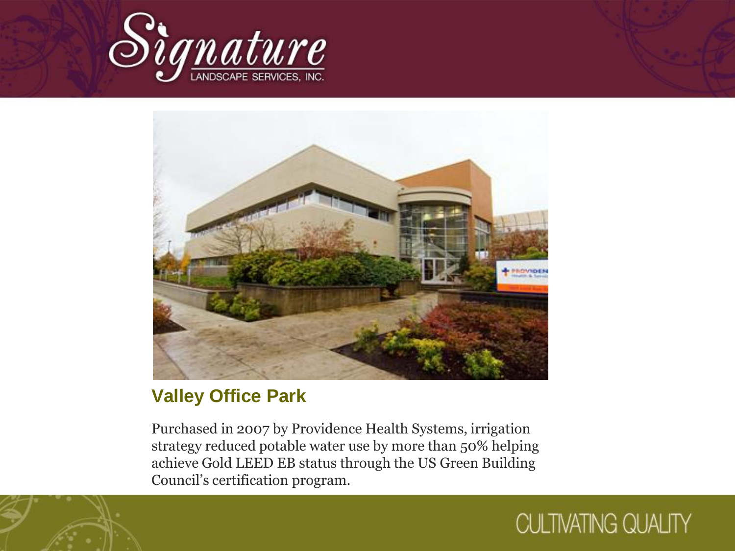## Valley Office Park

Purchased in 2007 by Providence Health Systems, irrigation strategy reduced potable water use by more than 50% helping achieve Gold LEED EB status through the US Green Building Council's certification program.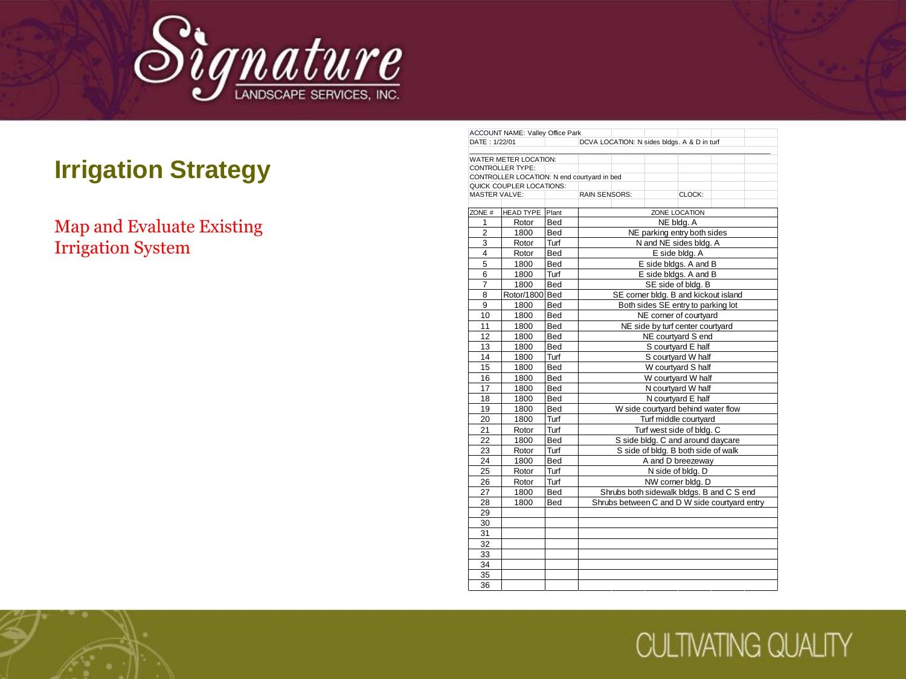# Irrigation Strategy

Map and Evaluate Existing Irrigation System

ACCOUNT NAME: Valley Office Park

DATE : 1/22/01 DCVA LOCATION: N sides bldgs. A & D in turf

WATER METER LOCATION:

CONTROLLER TYPE:

CONTROLLER LOCATION: N end courtyard in bed

QUICK COUPLER LOCATIONS:

MASTER VALVE: RAIN SENSORS: CLOCK:

| ZONE # | HEAD TYPE | Plant | ZONE LOCATION |
|---|---|---|---|
| 1 | Rotor | Bed | NE bldg. A |
| 2 | 1800 | Bed | NE parking entry both sides |
| 3 | Rotor | Turf | N and NE sides bldg. A |
| 4 | Rotor | Bed | E side bldg. A |
| 5 | 1800 | Bed | E side bldgs. A and B |
| 6 | 1800 | Turf | E side bldgs. A and B |
| 7 | 1800 | Bed | SE side of bldg. B |
| 8 | Rotor/1800 | Bed | SE corner bldg. B and kickout island |
| 9 | 1800 | Bed | Both sides SE entry to parking lot |
| 10 | 1800 | Bed | NE corner of courtyard |
| 11 | 1800 | Bed | NE side by turf center courtyard |
| 12 | 1800 | Bed | NE courtyard S end |
| 13 | 1800 | Bed | S courtyard E half |
| 14 | 1800 | Turf | S courtyard W half |
| 15 | 1800 | Bed | W courtyard S half |
| 16 | 1800 | Bed | W courtyard W half |
| 17 | 1800 | Bed | N courtyard W half |
| 18 | 1800 | Bed | N courtyard E half |
| 19 | 1800 | Bed | W side courtyard behind water flow |
| 20 | 1800 | Turf | Turf middle courtyard |
| 21 | Rotor | Turf | Turf west side of bldg. C |
| 22 | 1800 | Bed | S side bldg. C and around daycare |
| 23 | Rotor | Turf | S side of bldg. B both side of walk |
| 24 | 1800 | Bed | A and D breezeway |
| 25 | Rotor | Turf | N side of bldg. D |
| 26 | Rotor | Turf | NW corner bldg. D |
| 27 | 1800 | Bed | Shrubs both sidewalk bldgs. B and C S end |
| 28 | 1800 | Bed | Shrubs between C and D W side courtyard entry |
| 29 | | | |
| 30 | | | |
| 31 | | | |
| 32 | | | |
| 33 | | | |
| 34 | | | |
| 35 | | | |
| 36 | | | |

CULTIVATING QUALITY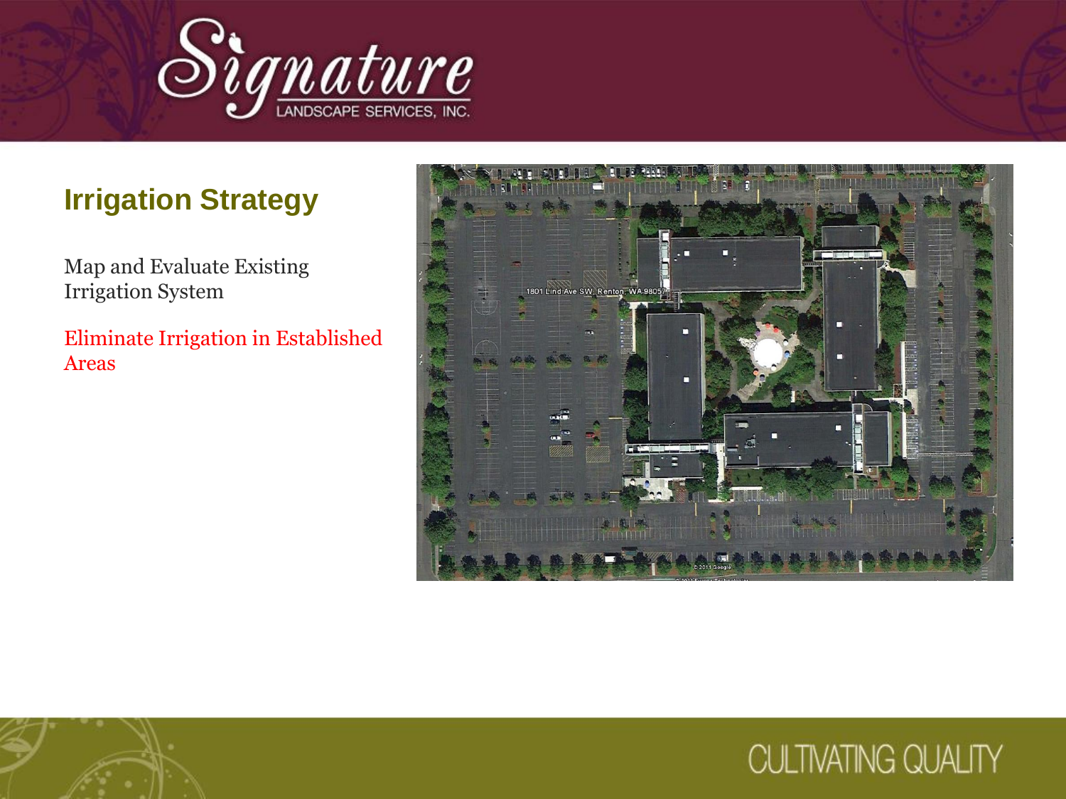## Irrigation Strategy

Map and Evaluate Existing Irrigation System

Eliminate Irrigation in Established Areas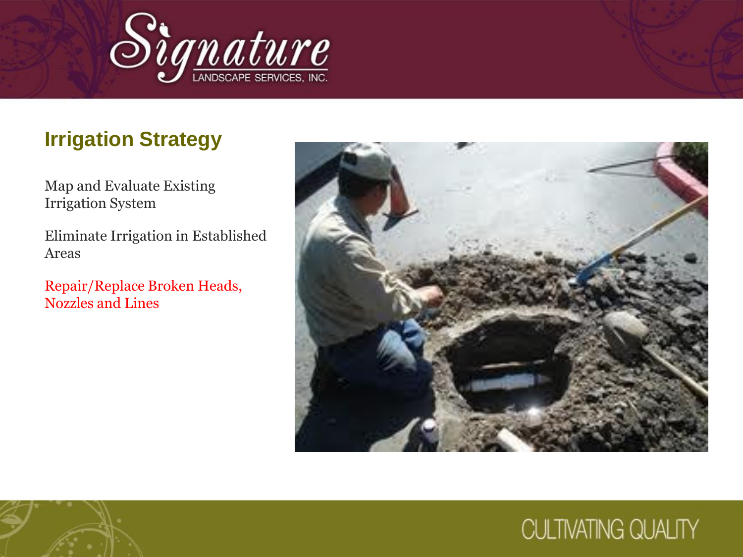## Irrigation Strategy

Map and Evaluate Existing Irrigation System

Eliminate Irrigation in Established Areas

Repair/Replace Broken Heads, Nozzles and Lines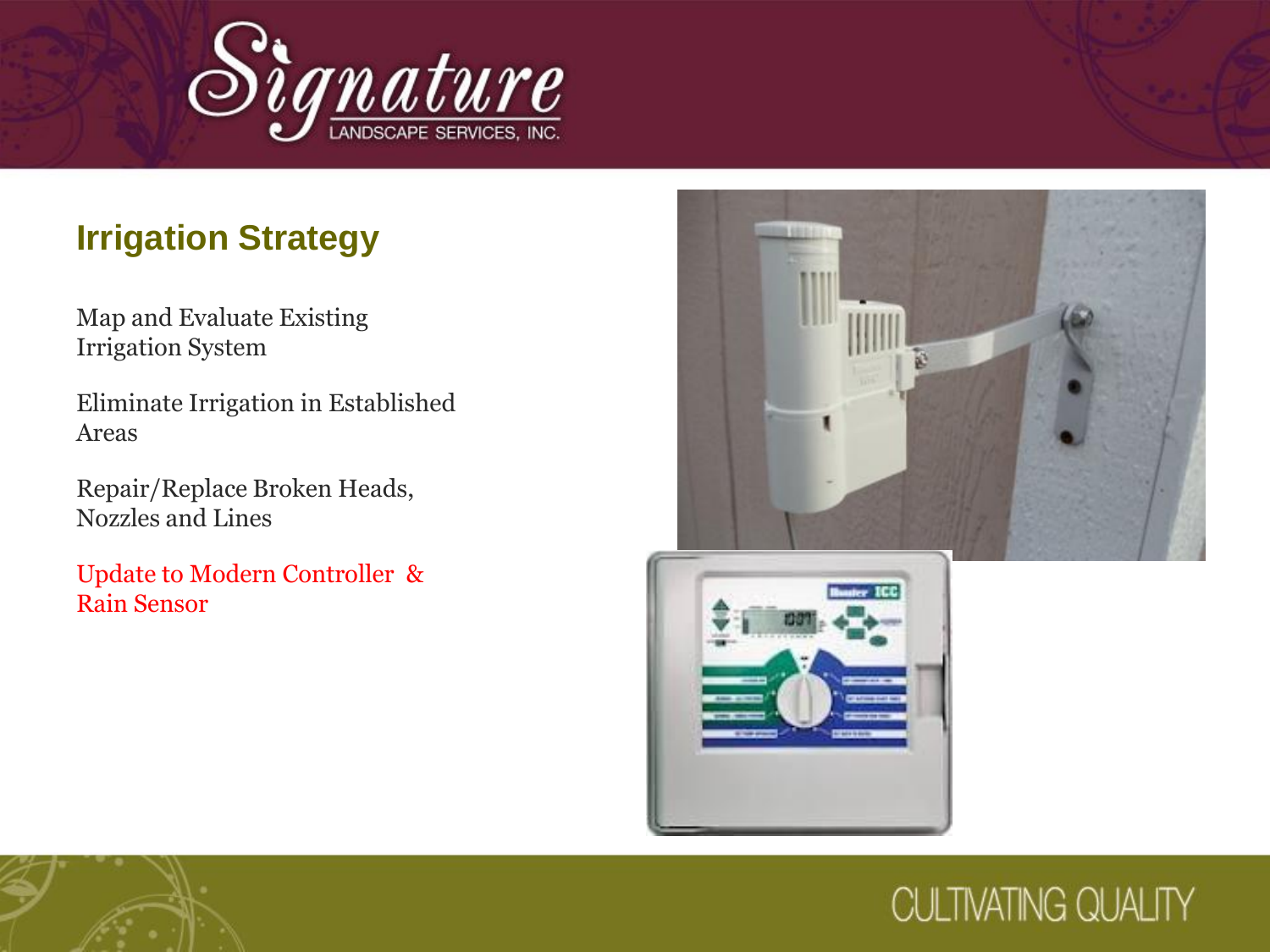## Irrigation Strategy

Map and Evaluate Existing Irrigation System

Eliminate Irrigation in Established Areas

Repair/Replace Broken Heads, Nozzles and Lines

Update to Modern Controller & Rain Sensor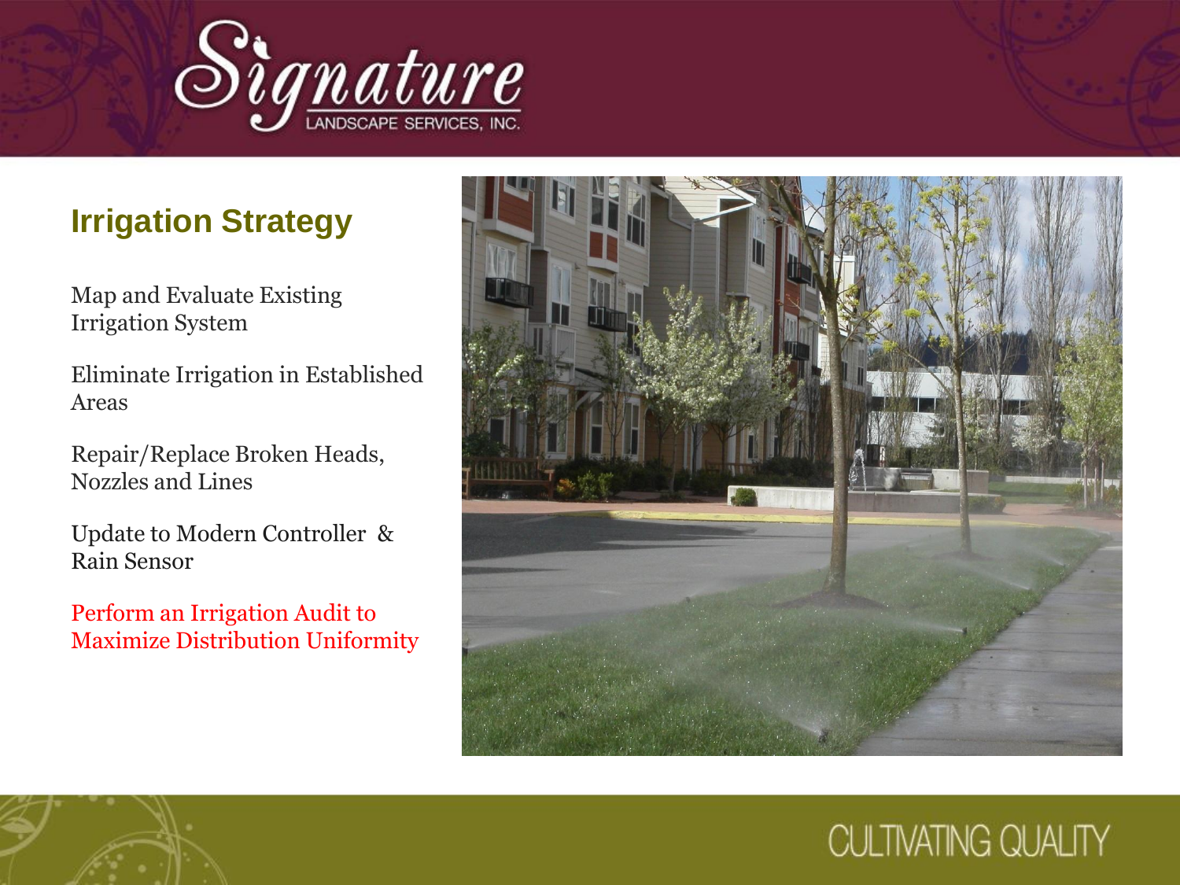## Irrigation Strategy

Map and Evaluate Existing Irrigation System

Eliminate Irrigation in Established Areas

Repair/Replace Broken Heads, Nozzles and Lines

Update to Modern Controller & Rain Sensor

Perform an Irrigation Audit to Maximize Distribution Uniformity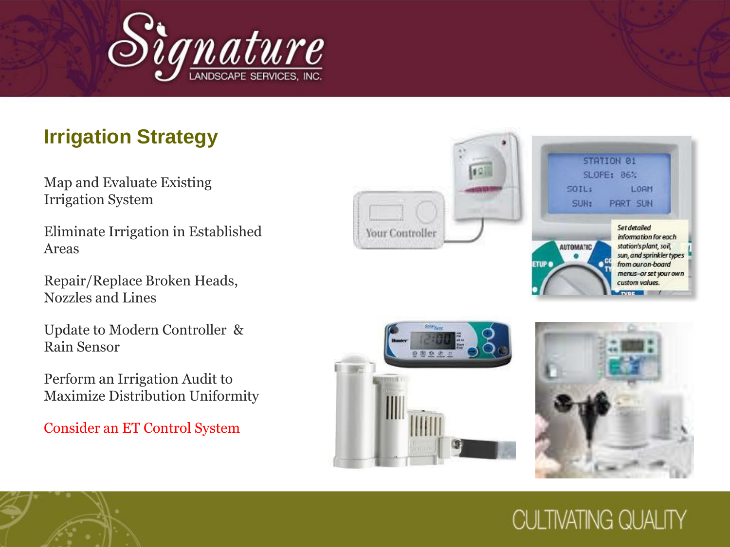## Irrigation Strategy

Map and Evaluate Existing Irrigation System

Eliminate Irrigation in Established Areas

Repair/Replace Broken Heads, Nozzles and Lines

Update to Modern Controller & Rain Sensor

Perform an Irrigation Audit to Maximize Distribution Uniformity

Consider an ET Control System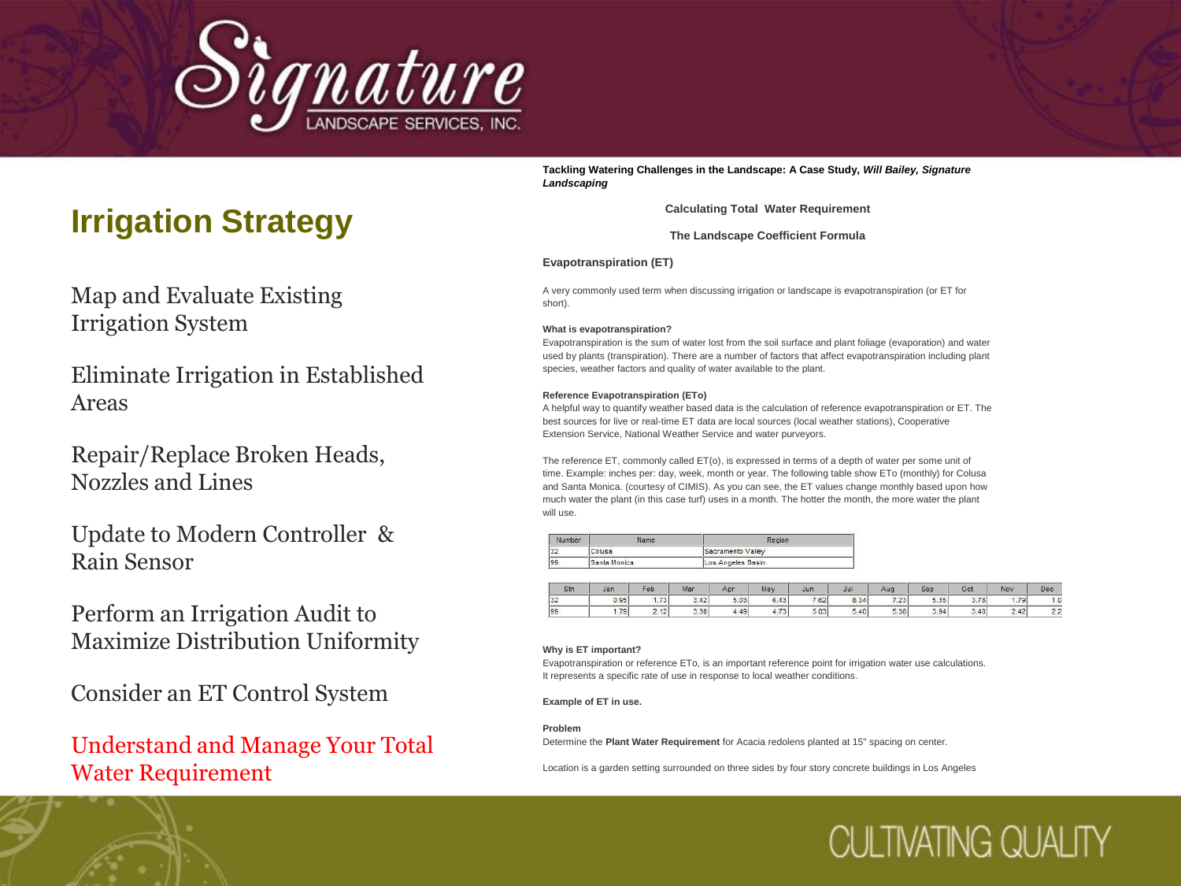# Irrigation Strategy

Map and Evaluate Existing Irrigation System

Eliminate Irrigation in Established Areas

Repair/Replace Broken Heads, Nozzles and Lines

Update to Modern Controller & Rain Sensor

Perform an Irrigation Audit to Maximize Distribution Uniformity

Consider an ET Control System

Understand and Manage Your Total Water Requirement

**Tackling Watering Challenges in the Landscape: A Case Study, *Will Bailey, Signature Landscaping***

**Calculating Total Water Requirement**

**The Landscape Coefficient Formula**

**Evapotranspiration (ET)**

A very commonly used term when discussing irrigation or landscape is evapotranspiration (or ET for short).

**What is evapotranspiration?**

Evapotranspiration is the sum of water lost from the soil surface and plant foliage (evaporation) and water used by plants (transpiration). There are a number of factors that affect evapotranspiration including plant species, weather factors and quality of water available to the plant.

**Reference Evapotranspiration (ETo)**

A helpful way to quantify weather based data is the calculation of reference evapotranspiration or ET. The best sources for live or real-time ET data are local sources (local weather stations), Cooperative Extension Service, National Weather Service and water purveyors.

The reference ET, commonly called ET(o), is expressed in terms of a depth of water per some unit of time. Example: inches per: day, week, month or year. The following table show ETo (monthly) for Colusa and Santa Monica. (courtesy of CIMIS). As you can see, the ET values change monthly based upon how much water the plant (in this case turf) uses in a month. The hotter the month, the more water the plant will use.

| Number | Name | Region |
|---|---|---|
| 32 | Colusa | Sacramento Valley |
| 99 | Santa Monica | Los Angeles Basin |

| Stn | Jan | Feb | Mar | Apr | May | Jun | Jul | Aug | Sep | Oct | Nov | Dec |
|---|---|---|---|---|---|---|---|---|---|---|---|---|
| 32 | 0.95 | 1.73 | 3.42 | 5.03 | 6.43 | 7.62 | 8.34 | 7.23 | 5.35 | 3.78 | 1.79 | 1.0 |
| 99 | 1.79 | 2.12 | 3.30 | 4.49 | 4.73 | 5.03 | 5.40 | 5.36 | 3.94 | 3.40 | 2.42 | 2.2 |

**Why is ET important?**

Evapotranspiration or reference ETo, is an important reference point for irrigation water use calculations. It represents a specific rate of use in response to local weather conditions.

**Example of ET in use.**

**Problem**

Determine the **Plant Water Requirement** for Acacia redolens planted at 15" spacing on center.

Location is a garden setting surrounded on three sides by four story concrete buildings in Los Angeles

CULTIVATING QUALITY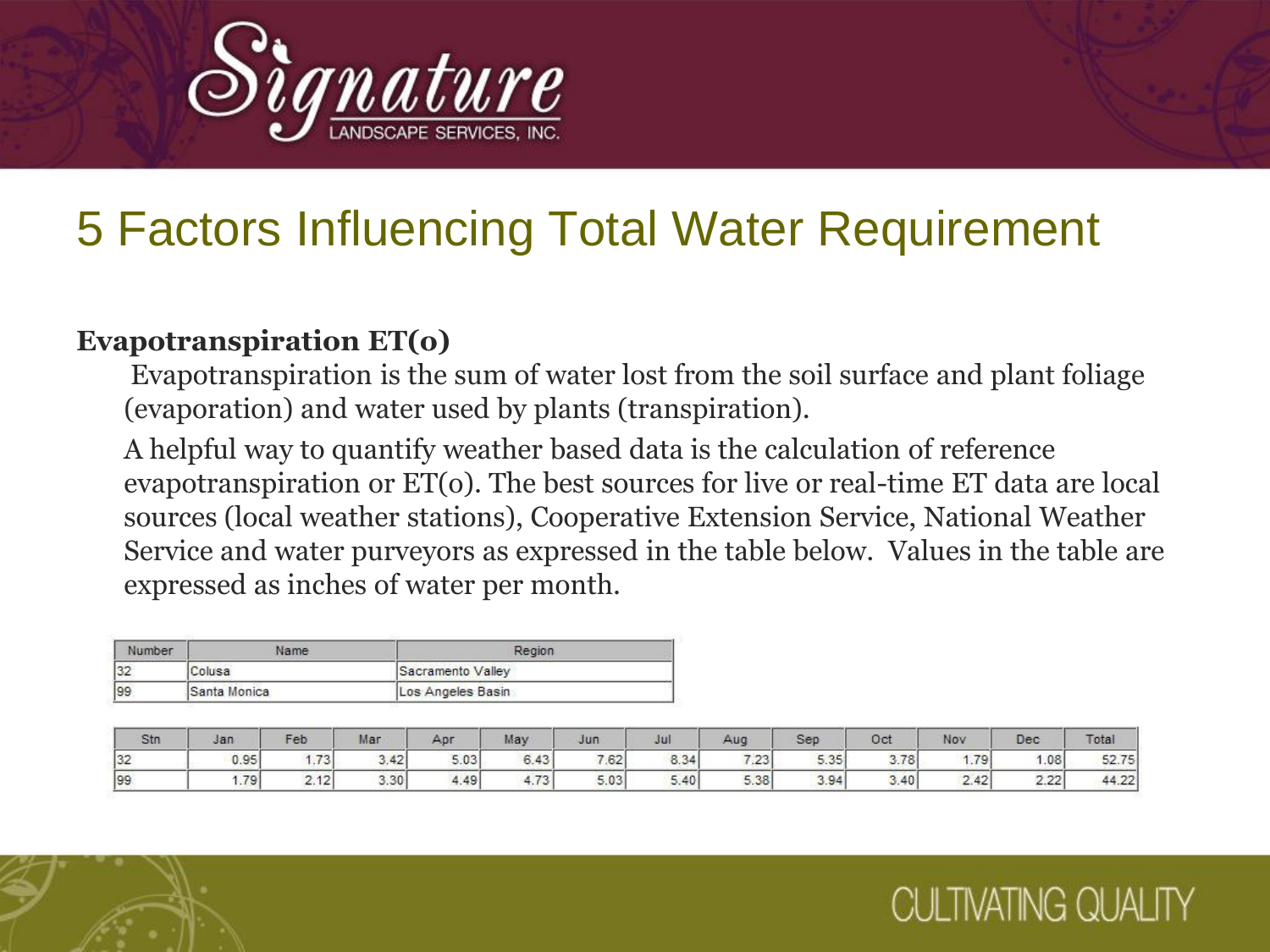# 5 Factors Influencing Total Water Requirement

**Evapotranspiration ET(o)**

Evapotranspiration is the sum of water lost from the soil surface and plant foliage (evaporation) and water used by plants (transpiration).

A helpful way to quantify weather based data is the calculation of reference evapotranspiration or ET(o). The best sources for live or real-time ET data are local sources (local weather stations), Cooperative Extension Service, National Weather Service and water purveyors as expressed in the table below. Values in the table are expressed as inches of water per month.

| Number | Name | Region |
|---|---|---|
| 32 | Colusa | Sacramento Valley |
| 99 | Santa Monica | Los Angeles Basin |

| Stn | Jan | Feb | Mar | Apr | May | Jun | Jul | Aug | Sep | Oct | Nov | Dec | Total |
|---|---|---|---|---|---|---|---|---|---|---|---|---|---|
| 32 | 0.95 | 1.73 | 3.42 | 5.03 | 6.43 | 7.62 | 8.34 | 7.23 | 5.35 | 3.78 | 1.79 | 1.08 | 52.75 |
| 99 | 1.79 | 2.12 | 3.30 | 4.49 | 4.73 | 5.03 | 5.40 | 5.38 | 3.94 | 3.40 | 2.42 | 2.22 | 44.22 |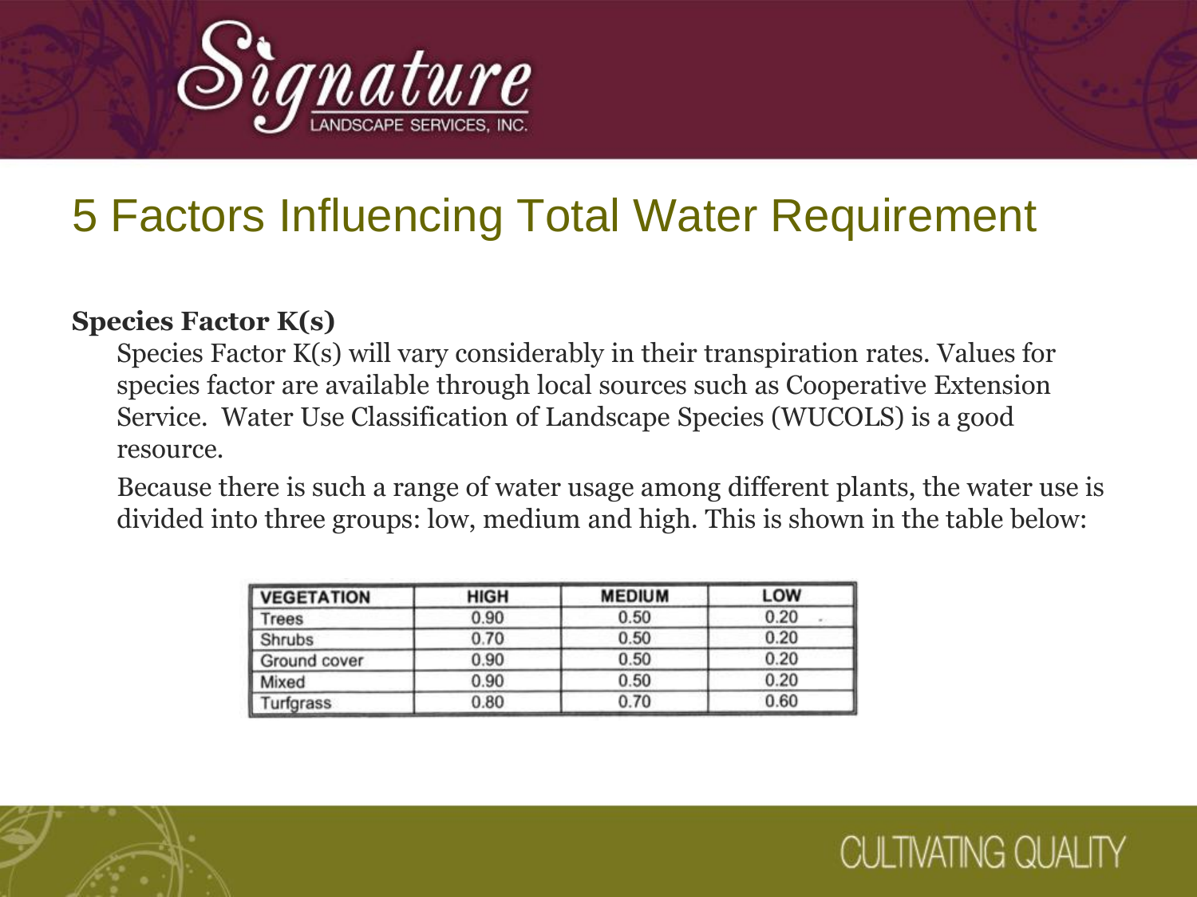# 5 Factors Influencing Total Water Requirement

**Species Factor K(s)**

Species Factor K(s) will vary considerably in their transpiration rates. Values for species factor are available through local sources such as Cooperative Extension Service. Water Use Classification of Landscape Species (WUCOLS) is a good resource.

Because there is such a range of water usage among different plants, the water use is divided into three groups: low, medium and high. This is shown in the table below:

| VEGETATION | HIGH | MEDIUM | LOW |
|---|---|---|---|
| Trees | 0.90 | 0.50 | 0.20 |
| Shrubs | 0.70 | 0.50 | 0.20 |
| Ground cover | 0.90 | 0.50 | 0.20 |
| Mixed | 0.90 | 0.50 | 0.20 |
| Turfgrass | 0.80 | 0.70 | 0.60 |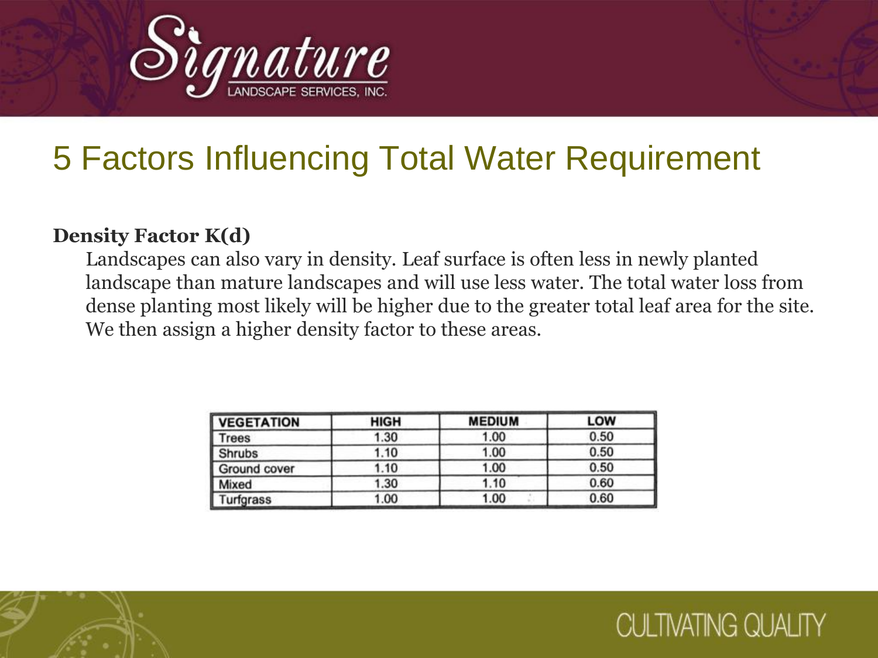# 5 Factors Influencing Total Water Requirement

**Density Factor K(d)**

Landscapes can also vary in density. Leaf surface is often less in newly planted landscape than mature landscapes and will use less water. The total water loss from dense planting most likely will be higher due to the greater total leaf area for the site. We then assign a higher density factor to these areas.

| VEGETATION | HIGH | MEDIUM | LOW |
|---|---|---|---|
| Trees | 1.30 | 1.00 | 0.50 |
| Shrubs | 1.10 | 1.00 | 0.50 |
| Ground cover | 1.10 | 1.00 | 0.50 |
| Mixed | 1.30 | 1.10 | 0.60 |
| Turfgrass | 1.00 | 1.00 | 0.60 |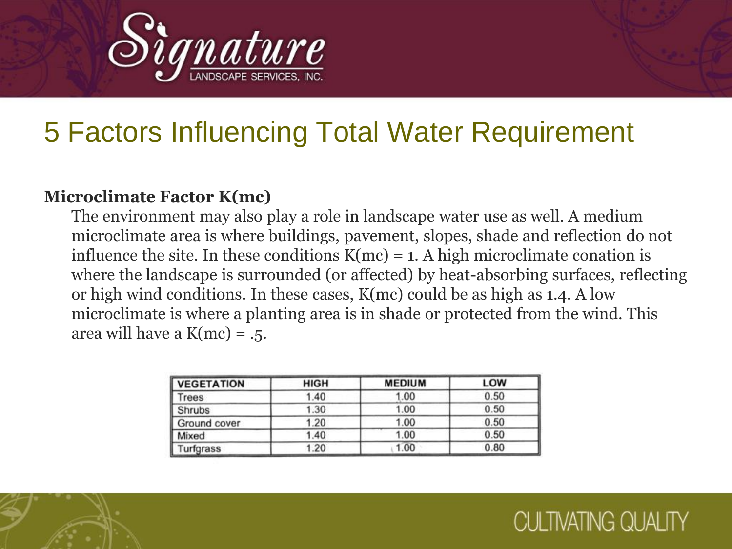# 5 Factors Influencing Total Water Requirement

**Microclimate Factor K(mc)**

The environment may also play a role in landscape water use as well. A medium microclimate area is where buildings, pavement, slopes, shade and reflection do not influence the site. In these conditions K(mc) = 1. A high microclimate conation is where the landscape is surrounded (or affected) by heat-absorbing surfaces, reflecting or high wind conditions. In these cases, K(mc) could be as high as 1.4. A low microclimate is where a planting area is in shade or protected from the wind. This area will have a K(mc) = .5.

| VEGETATION | HIGH | MEDIUM | LOW |
|---|---|---|---|
| Trees | 1.40 | 1.00 | 0.50 |
| Shrubs | 1.30 | 1.00 | 0.50 |
| Ground cover | 1.20 | 1.00 | 0.50 |
| Mixed | 1.40 | 1.00 | 0.50 |
| Turfgrass | 1.20 | 1.00 | 0.80 |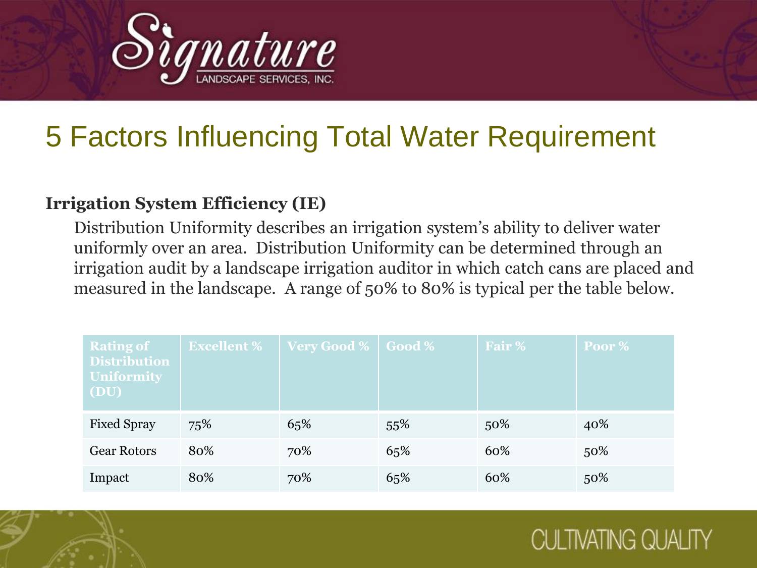# 5 Factors Influencing Total Water Requirement

**Irrigation System Efficiency (IE)**

Distribution Uniformity describes an irrigation system's ability to deliver water uniformly over an area. Distribution Uniformity can be determined through an irrigation audit by a landscape irrigation auditor in which catch cans are placed and measured in the landscape. A range of 50% to 80% is typical per the table below.

| Rating of Distribution Uniformity (DU) | Excellent % | Very Good % | Good % | Fair % | Poor % |
|---|---|---|---|---|---|
| Fixed Spray | 75% | 65% | 55% | 50% | 40% |
| Gear Rotors | 80% | 70% | 65% | 60% | 50% |
| Impact | 80% | 70% | 65% | 60% | 50% |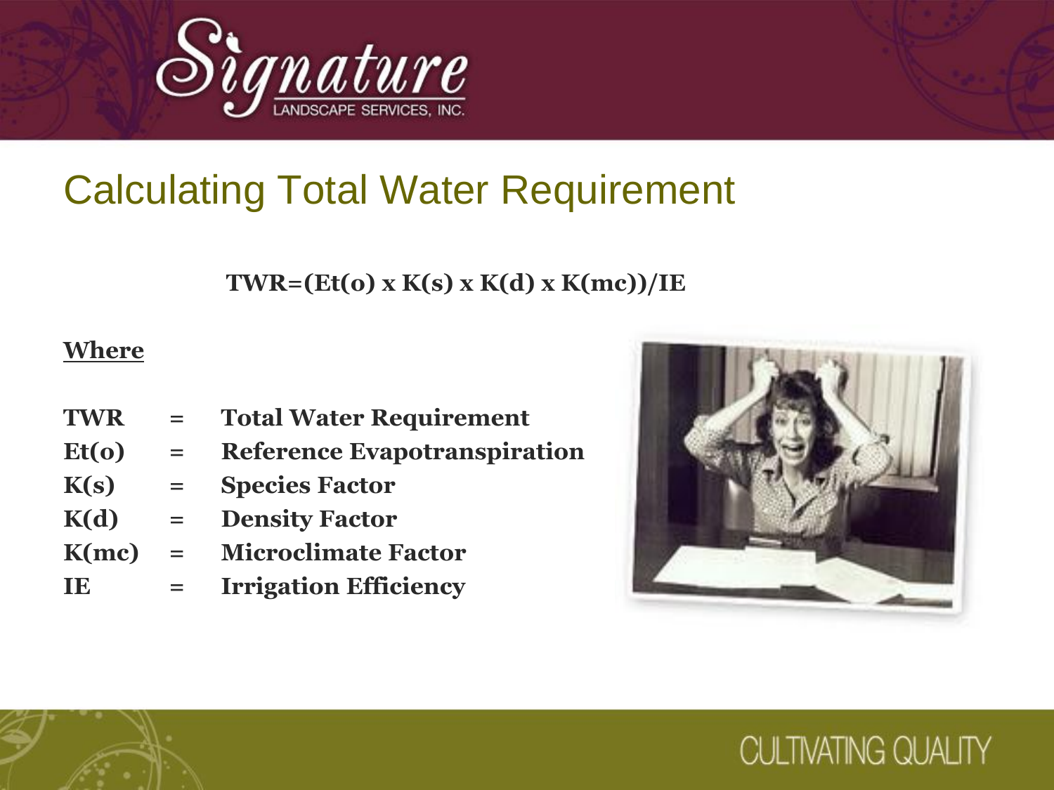# Calculating Total Water Requirement

$$TWR = \frac{Et(o) \times K(s) \times K(d) \times K(mc)}{IE}$$

**Where**

| | | |
|---|---|---|
| **TWR** | = | **Total Water Requirement** |
| **Et(o)** | = | **Reference Evapotranspiration** |
| **K(s)** | = | **Species Factor** |
| **K(d)** | = | **Density Factor** |
| **K(mc)** | = | **Microclimate Factor** |
| **IE** | = | **Irrigation Efficiency** |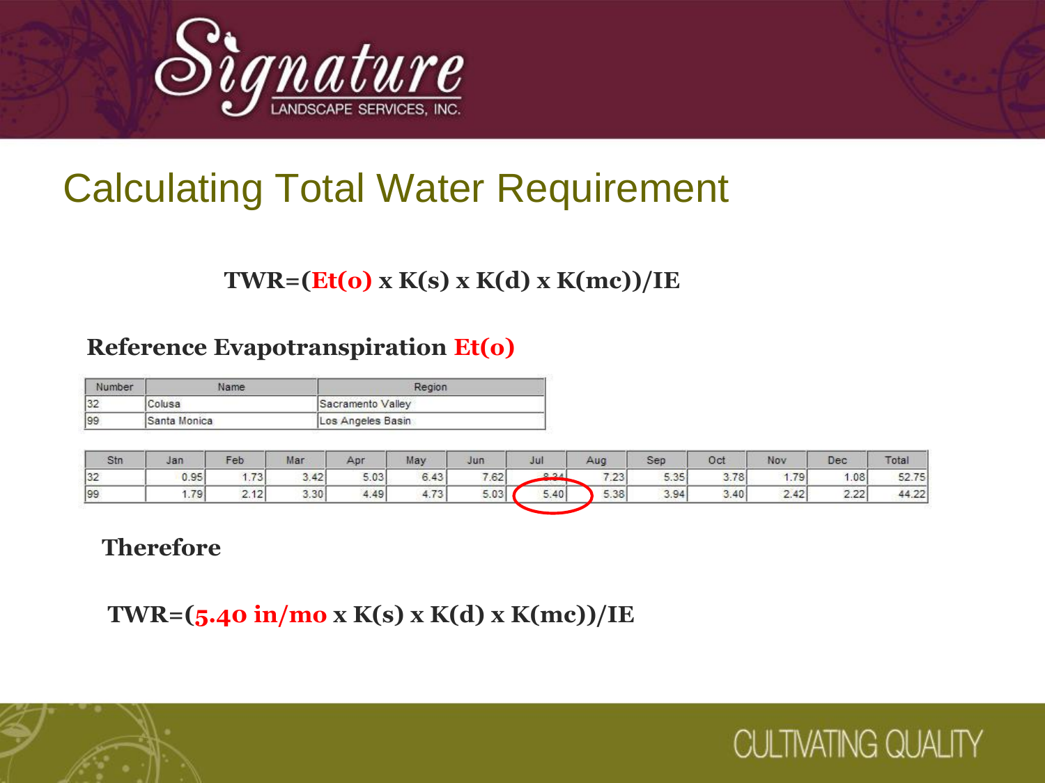# Calculating Total Water Requirement

**TWR=(Et(o) x K(s) x K(d) x K(mc))/IE**

**Reference Evapotranspiration Et(o)**

| Number | Name | Region |
|---|---|---|
| 32 | Colusa | Sacramento Valley |
| 99 | Santa Monica | Los Angeles Basin |

| Stn | Jan | Feb | Mar | Apr | May | Jun | Jul | Aug | Sep | Oct | Nov | Dec | Total |
|---|---|---|---|---|---|---|---|---|---|---|---|---|---|
| 32 | 0.95 | 1.73 | 3.42 | 5.03 | 6.43 | 7.62 | 8.34 | 7.23 | 5.35 | 3.78 | 1.79 | 1.08 | 52.75 |
| 99 | 1.79 | 2.12 | 3.30 | 4.49 | 4.73 | 5.03 | 5.40 | 5.38 | 3.94 | 3.40 | 2.42 | 2.22 | 44.22 |

**Therefore**

**TWR=(5.40 in/mo x K(s) x K(d) x K(mc))/IE**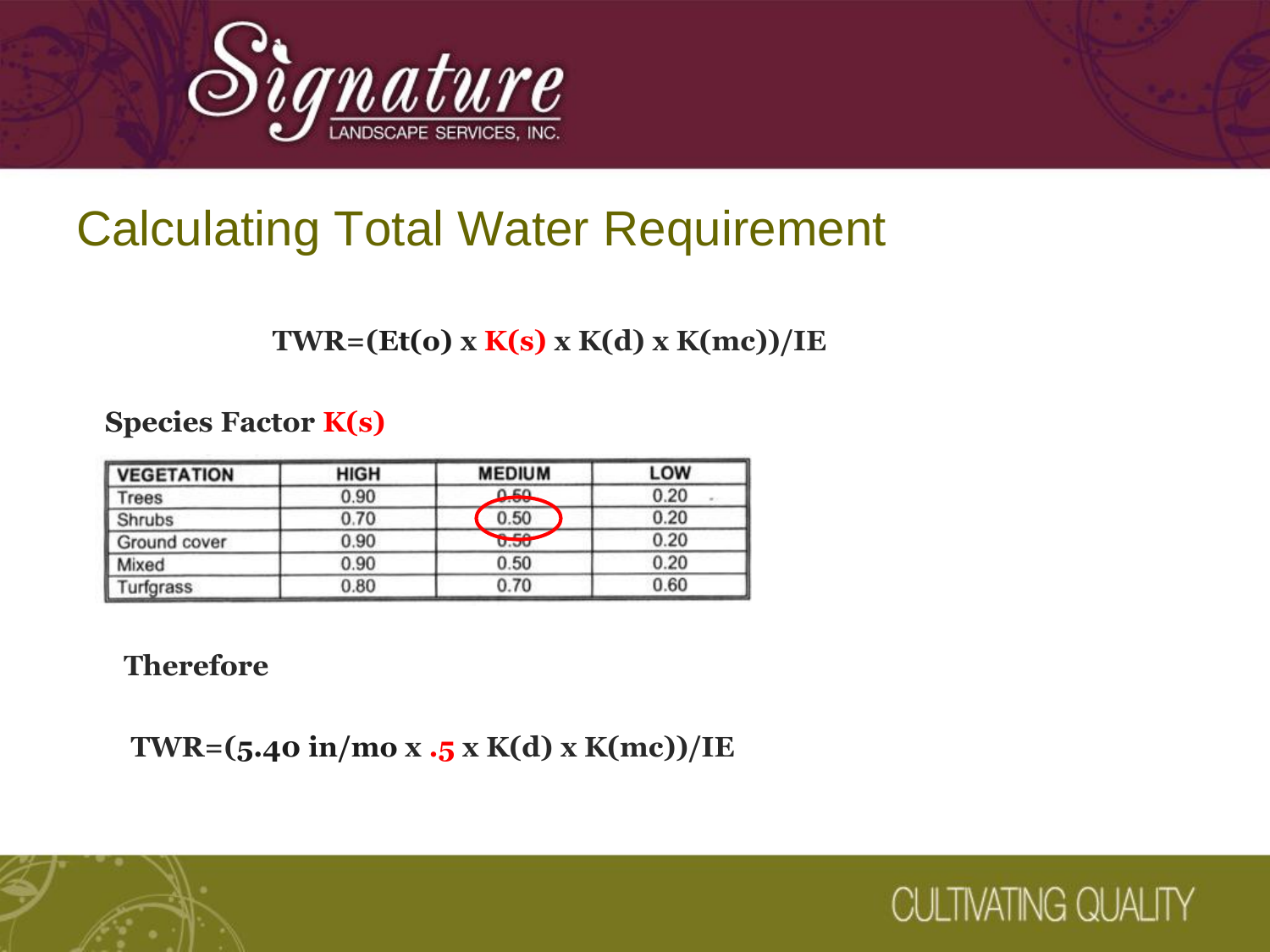# Calculating Total Water Requirement

**TWR=(Et(o) x K(s) x K(d) x K(mc))/IE**

**Species Factor K(s)**

| VEGETATION | HIGH | MEDIUM | LOW |
|---|---|---|---|
| Trees | 0.90 | 0.50 | 0.20 |
| Shrubs | 0.70 | 0.50 | 0.20 |
| Ground cover | 0.90 | 0.50 | 0.20 |
| Mixed | 0.90 | 0.50 | 0.20 |
| Turfgrass | 0.80 | 0.70 | 0.60 |

**Therefore**

**TWR=(5.40 in/mo x .5 x K(d) x K(mc))/IE**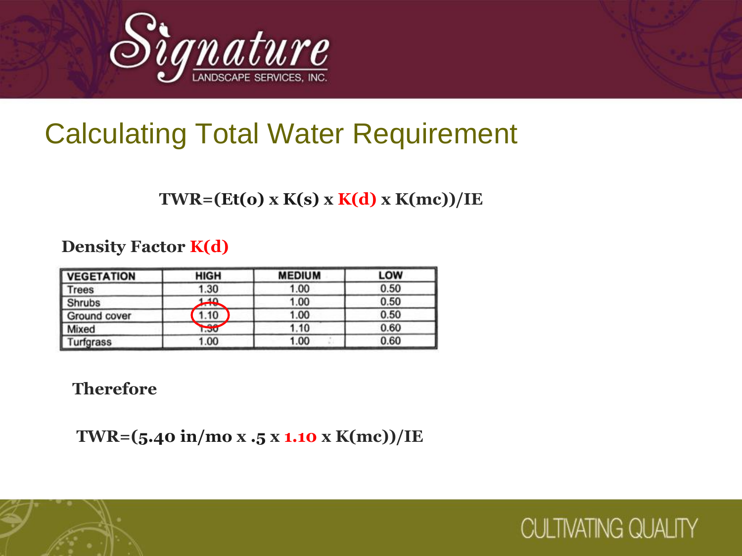# Calculating Total Water Requirement

**TWR=(Et(o) x K(s) x K(d) x K(mc))/IE**

**Density Factor K(d)**

| VEGETATION | HIGH | MEDIUM | LOW |
|---|---|---|---|
| Trees | 1.30 | 1.00 | 0.50 |
| Shrubs | 1.10 | 1.00 | 0.50 |
| Ground cover | 1.10 | 1.00 | 0.50 |
| Mixed | 1.30 | 1.10 | 0.60 |
| Turfgrass | 1.00 | 1.00 | 0.60 |

**Therefore**

**TWR=(5.40 in/mo x .5 x 1.10 x K(mc))/IE**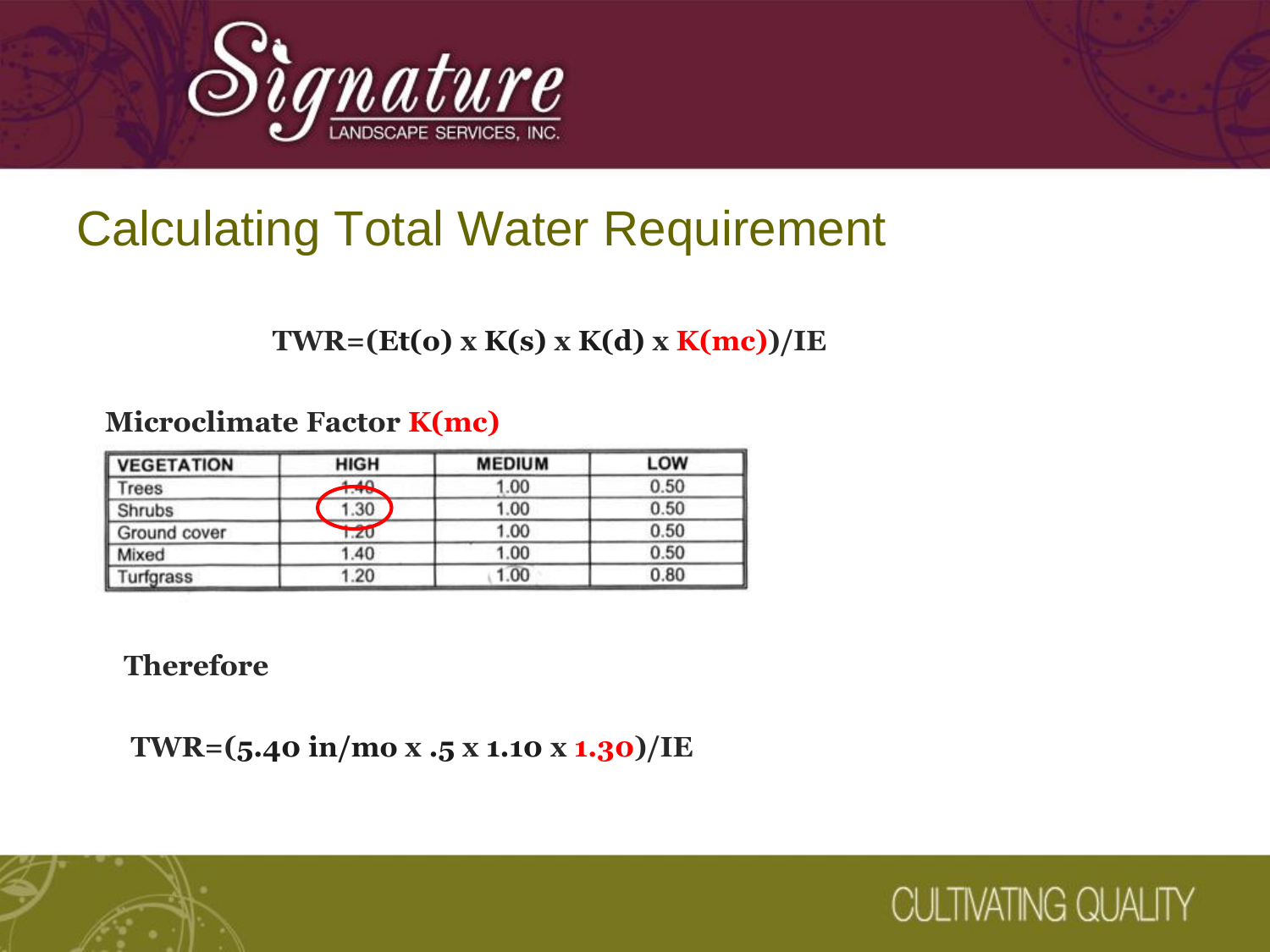# Calculating Total Water Requirement

**TWR=(Et(o) x K(s) x K(d) x K(mc))/IE**

**Microclimate Factor K(mc)**

| VEGETATION | HIGH | MEDIUM | LOW |
|---|---|---|---|
| Trees | 1.40 | 1.00 | 0.50 |
| Shrubs | 1.30 | 1.00 | 0.50 |
| Ground cover | 1.20 | 1.00 | 0.50 |
| Mixed | 1.40 | 1.00 | 0.50 |
| Turfgrass | 1.20 | 1.00 | 0.80 |

**Therefore**

**TWR=(5.40 in/mo x .5 x 1.10 x 1.30)/IE**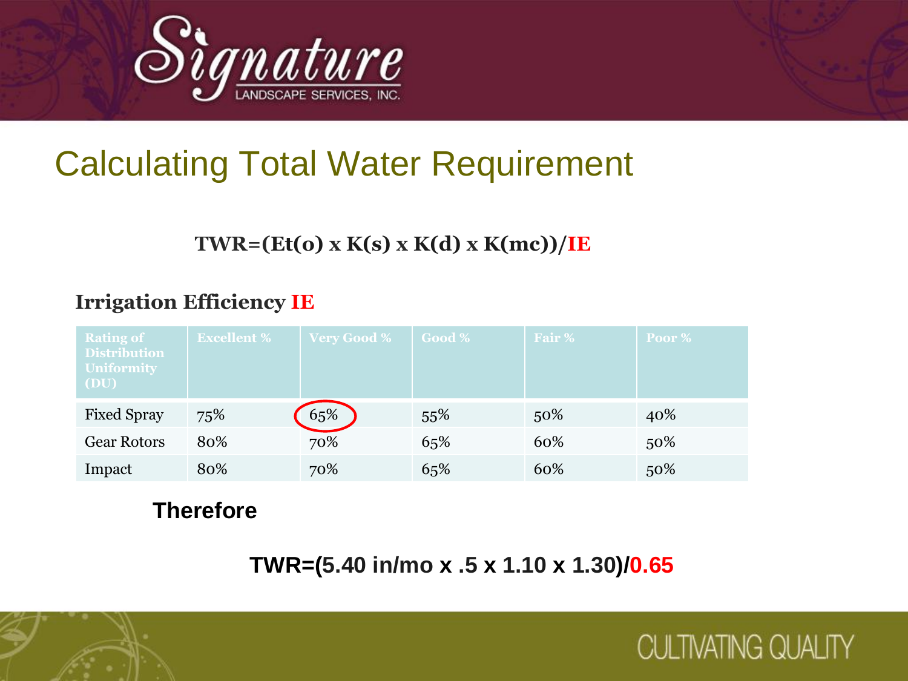# Calculating Total Water Requirement

**TWR=(Et(o) x K(s) x K(d) x K(mc))/IE**

**Irrigation Efficiency IE**

| Rating of Distribution Uniformity (DU) | Excellent % | Very Good % | Good % | Fair % | Poor % |
|---|---|---|---|---|---|
| Fixed Spray | 75% | 65% | 55% | 50% | 40% |
| Gear Rotors | 80% | 70% | 65% | 60% | 50% |
| Impact | 80% | 70% | 65% | 60% | 50% |

**Therefore**

**TWR=(5.40 in/mo x .5 x 1.10 x 1.30)/0.65**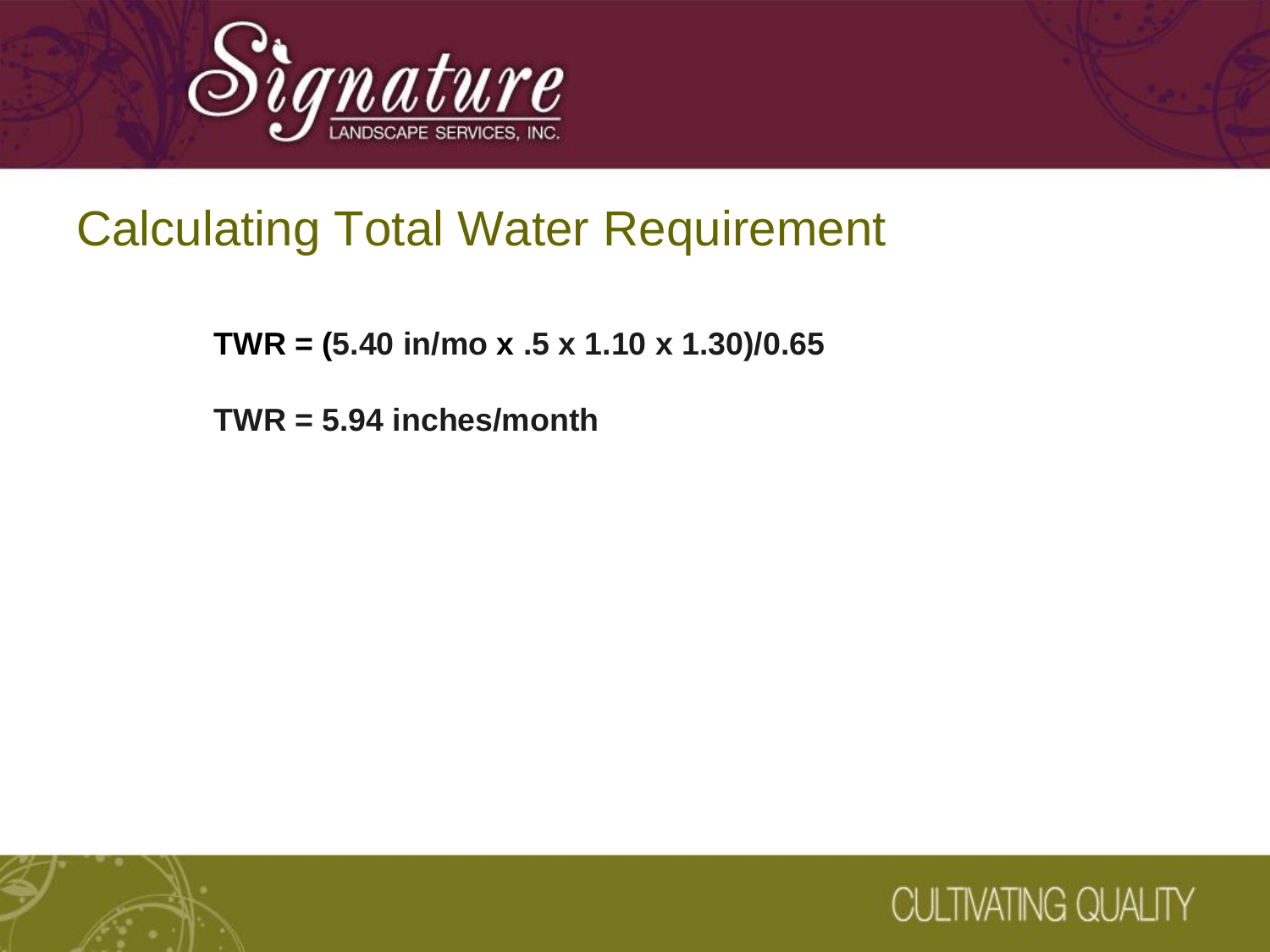# Calculating Total Water Requirement

**TWR = (5.40 in/mo x .5 x 1.10 x 1.30)/0.65**

**TWR = 5.94 inches/month**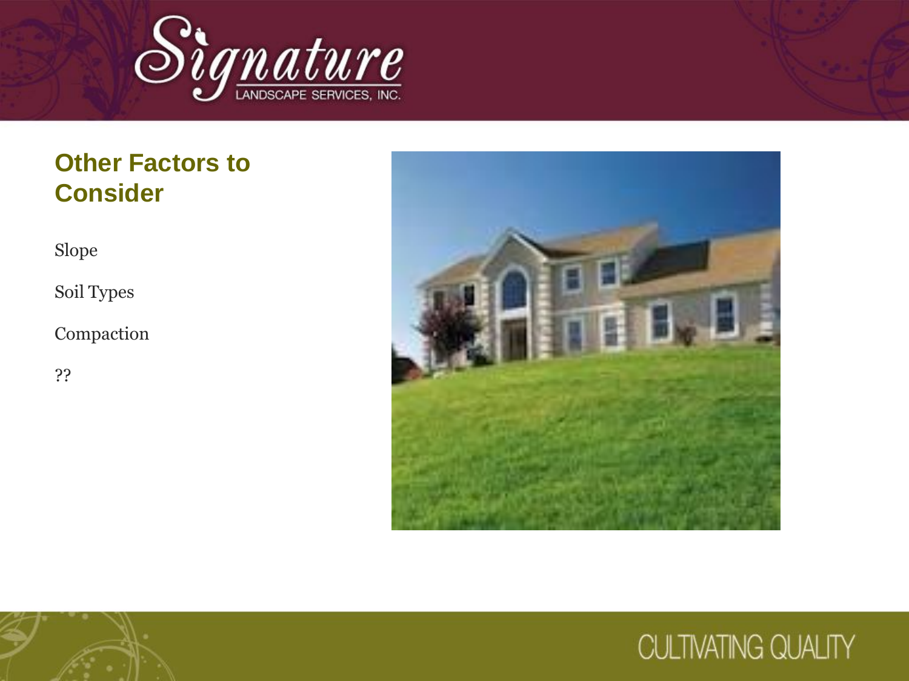## Other Factors to Consider

Slope

Soil Types

Compaction

??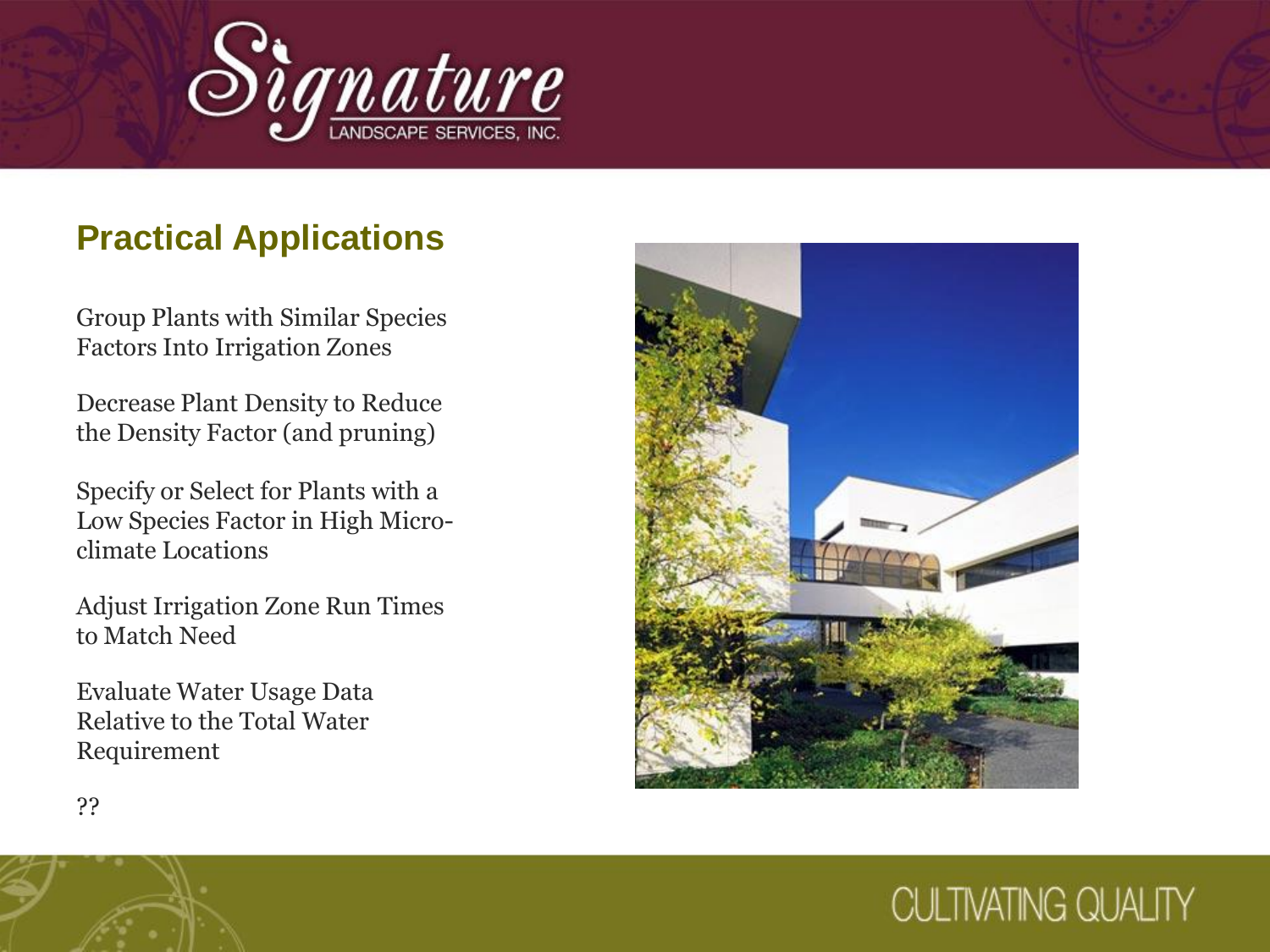## Practical Applications

Group Plants with Similar Species Factors Into Irrigation Zones

Decrease Plant Density to Reduce the Density Factor (and pruning)

Specify or Select for Plants with a Low Species Factor in High Micro-climate Locations

Adjust Irrigation Zone Run Times to Match Need

Evaluate Water Usage Data Relative to the Total Water Requirement

??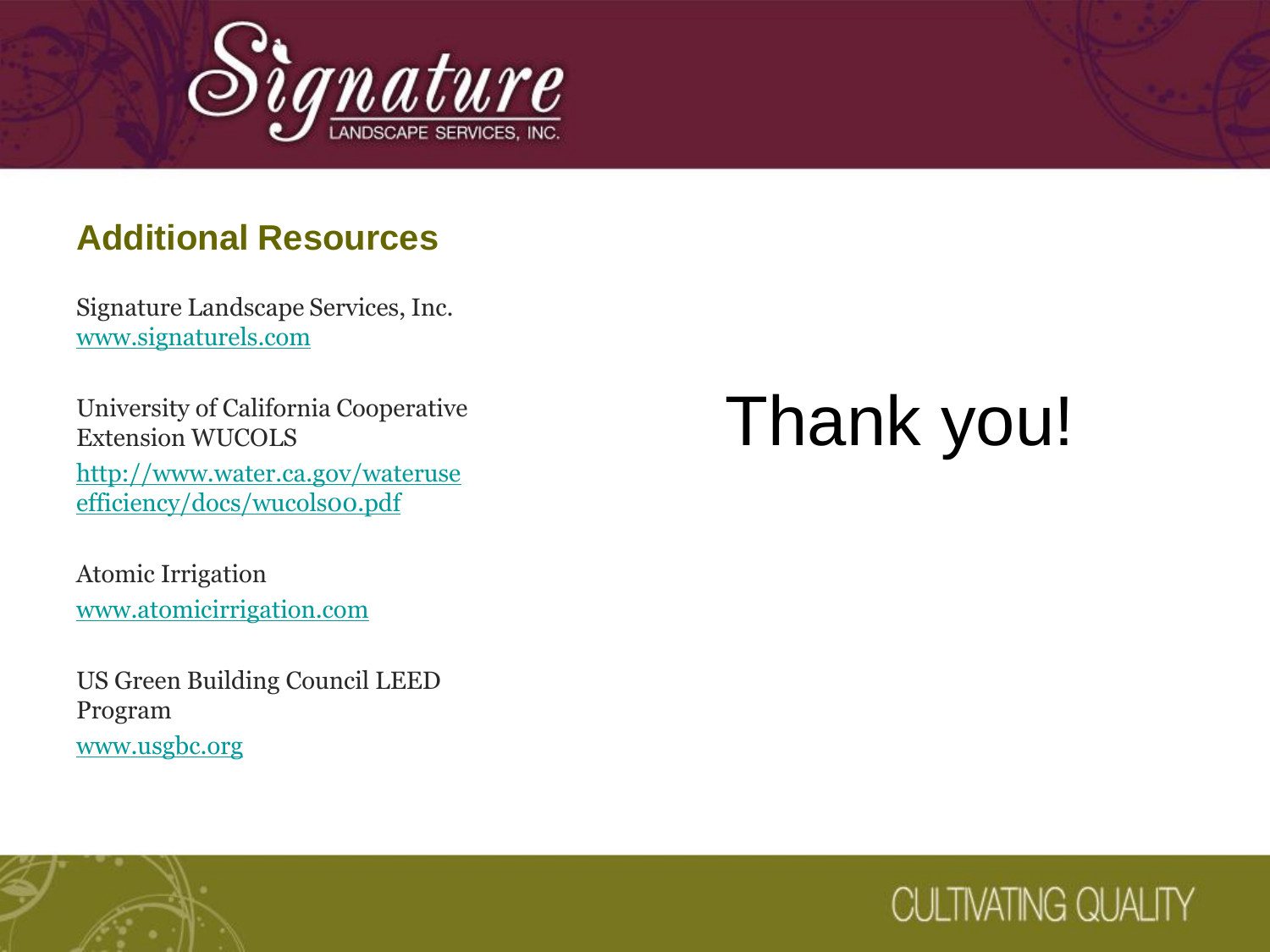Signature LANDSCAPE SERVICES, INC.

## Additional Resources

Signature Landscape Services, Inc.
www.signaturels.com

University of California Cooperative Extension WUCOLS
http://www.water.ca.gov/wateruseefficiency/docs/wucols00.pdf

Atomic Irrigation
www.atomicirrigation.com

US Green Building Council LEED Program
www.usgbc.org

# Thank you!

CULTIVATING QUALITY